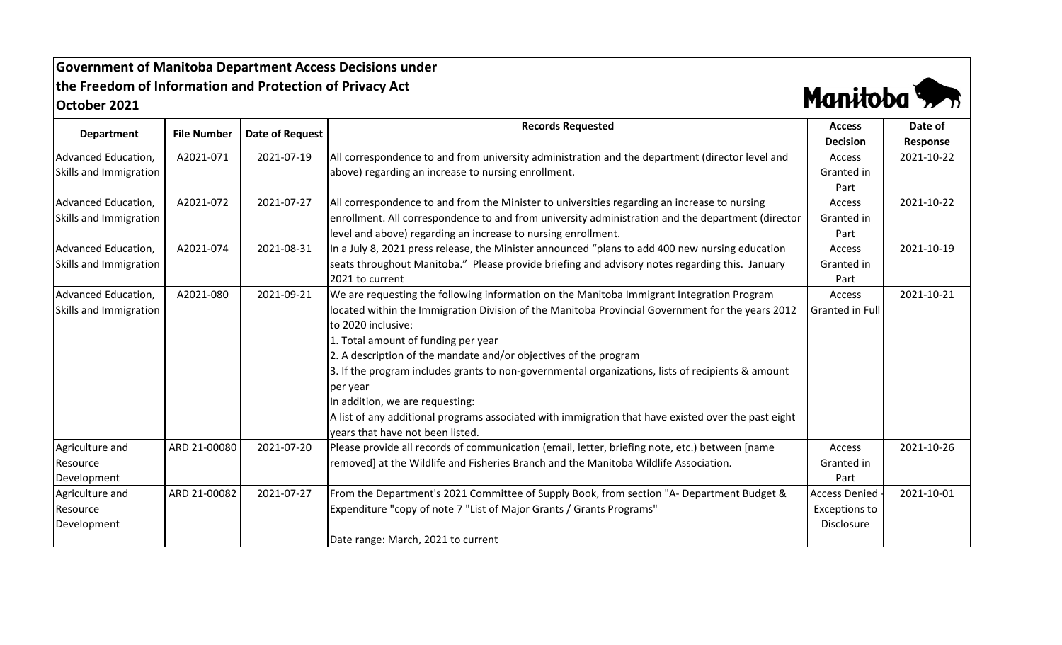# Government of Manitoba Department Access Decisions under the Freedom of Information and Protection of Privacy Act
## October 2021

Manitoba

| Department | File Number | Date of Request | Records Requested | Access Decision | Date of Response |
|---|---|---|---|---|---|
| Advanced Education, Skills and Immigration | A2021-071 | 2021-07-19 | All correspondence to and from university administration and the department (director level and above) regarding an increase to nursing enrollment. | Access Granted in Part | 2021-10-22 |
| Advanced Education, Skills and Immigration | A2021-072 | 2021-07-27 | All correspondence to and from the Minister to universities regarding an increase to nursing enrollment. All correspondence to and from university administration and the department (director level and above) regarding an increase to nursing enrollment. | Access Granted in Part | 2021-10-22 |
| Advanced Education, Skills and Immigration | A2021-074 | 2021-08-31 | In a July 8, 2021 press release, the Minister announced "plans to add 400 new nursing education seats throughout Manitoba." Please provide briefing and advisory notes regarding this. January 2021 to current | Access Granted in Part | 2021-10-19 |
| Advanced Education, Skills and Immigration | A2021-080 | 2021-09-21 | We are requesting the following information on the Manitoba Immigrant Integration Program located within the Immigration Division of the Manitoba Provincial Government for the years 2012 to 2020 inclusive:<br>1. Total amount of funding per year<br>2. A description of the mandate and/or objectives of the program<br>3. If the program includes grants to non-governmental organizations, lists of recipients & amount per year<br>In addition, we are requesting:<br>A list of any additional programs associated with immigration that have existed over the past eight years that have not been listed. | Access Granted in Full | 2021-10-21 |
| Agriculture and Resource Development | ARD 21-00080 | 2021-07-20 | Please provide all records of communication (email, letter, briefing note, etc.) between [name removed] at the Wildlife and Fisheries Branch and the Manitoba Wildlife Association. | Access Granted in Part | 2021-10-26 |
| Agriculture and Resource Development | ARD 21-00082 | 2021-07-27 | From the Department's 2021 Committee of Supply Book, from section "A- Department Budget & Expenditure "copy of note 7 "List of Major Grants / Grants Programs"<br><br>Date range: March, 2021 to current | Access Denied - Exceptions to Disclosure | 2021-10-01 |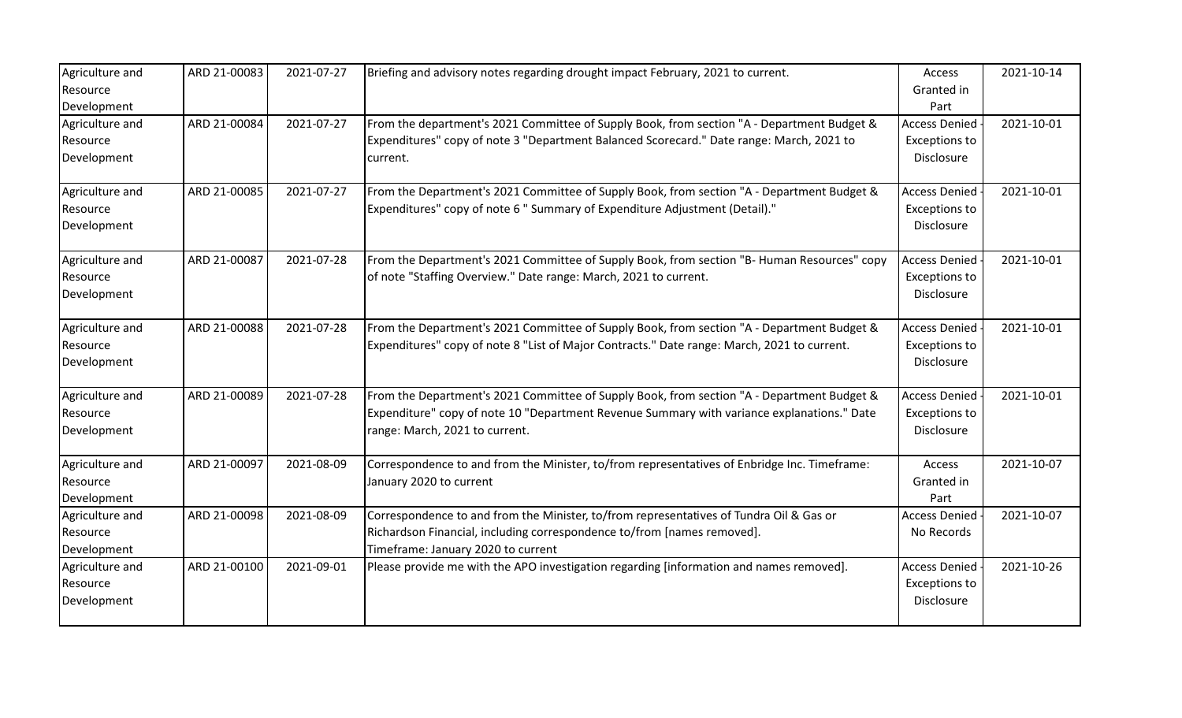| Agriculture and Resource Development | ARD 21-00083 | 2021-07-27 | Briefing and advisory notes regarding drought impact February, 2021 to current. | Access Granted in Part | 2021-10-14 |
|---|---|---|---|---|---|
| Agriculture and Resource Development | ARD 21-00084 | 2021-07-27 | From the department's 2021 Committee of Supply Book, from section "A - Department Budget & Expenditures" copy of note 3 "Department Balanced Scorecard." Date range: March, 2021 to current. | Access Denied - Exceptions to Disclosure | 2021-10-01 |
| Agriculture and Resource Development | ARD 21-00085 | 2021-07-27 | From the Department's 2021 Committee of Supply Book, from section "A - Department Budget & Expenditures" copy of note 6 " Summary of Expenditure Adjustment (Detail)." | Access Denied - Exceptions to Disclosure | 2021-10-01 |
| Agriculture and Resource Development | ARD 21-00087 | 2021-07-28 | From the Department's 2021 Committee of Supply Book, from section "B- Human Resources" copy of note "Staffing Overview." Date range: March, 2021 to current. | Access Denied - Exceptions to Disclosure | 2021-10-01 |
| Agriculture and Resource Development | ARD 21-00088 | 2021-07-28 | From the Department's 2021 Committee of Supply Book, from section "A - Department Budget & Expenditures" copy of note 8 "List of Major Contracts." Date range: March, 2021 to current. | Access Denied - Exceptions to Disclosure | 2021-10-01 |
| Agriculture and Resource Development | ARD 21-00089 | 2021-07-28 | From the Department's 2021 Committee of Supply Book, from section "A - Department Budget & Expenditure" copy of note 10 "Department Revenue Summary with variance explanations." Date range: March, 2021 to current. | Access Denied - Exceptions to Disclosure | 2021-10-01 |
| Agriculture and Resource Development | ARD 21-00097 | 2021-08-09 | Correspondence to and from the Minister, to/from representatives of Enbridge Inc. Timeframe: January 2020 to current | Access Granted in Part | 2021-10-07 |
| Agriculture and Resource Development | ARD 21-00098 | 2021-08-09 | Correspondence to and from the Minister, to/from representatives of Tundra Oil & Gas or Richardson Financial, including correspondence to/from [names removed]. Timeframe: January 2020 to current | Access Denied - No Records | 2021-10-07 |
| Agriculture and Resource Development | ARD 21-00100 | 2021-09-01 | Please provide me with the APO investigation regarding [information and names removed]. | Access Denied - Exceptions to Disclosure | 2021-10-26 |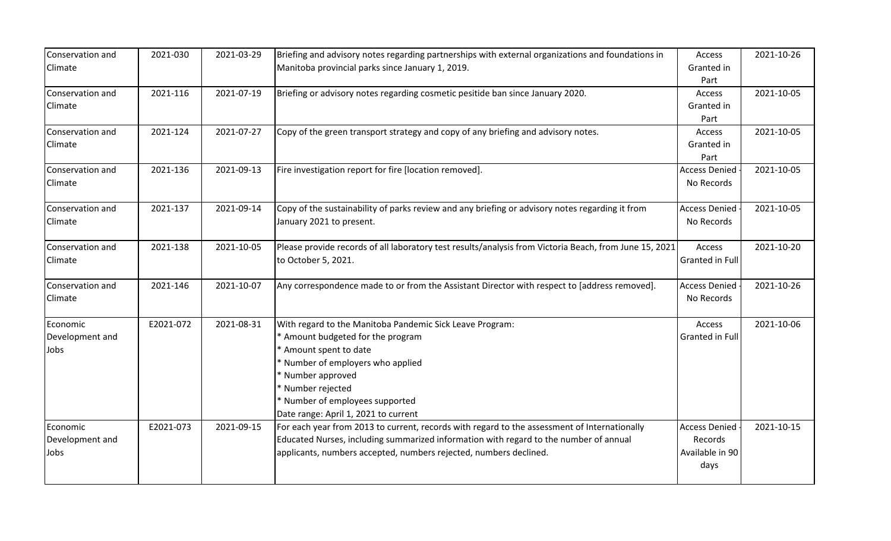| Conservation and Climate | 2021-030 | 2021-03-29 | Briefing and advisory notes regarding partnerships with external organizations and foundations in Manitoba provincial parks since January 1, 2019. | Access Granted in Part | 2021-10-26 |
|---|---|---|---|---|---|
| Conservation and Climate | 2021-116 | 2021-07-19 | Briefing or advisory notes regarding cosmetic pesitide ban since January 2020. | Access Granted in Part | 2021-10-05 |
| Conservation and Climate | 2021-124 | 2021-07-27 | Copy of the green transport strategy and copy of any briefing and advisory notes. | Access Granted in Part | 2021-10-05 |
| Conservation and Climate | 2021-136 | 2021-09-13 | Fire investigation report for fire [location removed]. | Access Denied - No Records | 2021-10-05 |
| Conservation and Climate | 2021-137 | 2021-09-14 | Copy of the sustainability of parks review and any briefing or advisory notes regarding it from January 2021 to present. | Access Denied - No Records | 2021-10-05 |
| Conservation and Climate | 2021-138 | 2021-10-05 | Please provide records of all laboratory test results/analysis from Victoria Beach, from June 15, 2021 to October 5, 2021. | Access Granted in Full | 2021-10-20 |
| Conservation and Climate | 2021-146 | 2021-10-07 | Any correspondence made to or from the Assistant Director with respect to [address removed]. | Access Denied - No Records | 2021-10-26 |
| Economic Development and Jobs | E2021-072 | 2021-08-31 | With regard to the Manitoba Pandemic Sick Leave Program:<br>* Amount budgeted for the program<br>* Amount spent to date<br>* Number of employers who applied<br>* Number approved<br>* Number rejected<br>* Number of employees supported<br>Date range: April 1, 2021 to current | Access Granted in Full | 2021-10-06 |
| Economic Development and Jobs | E2021-073 | 2021-09-15 | For each year from 2013 to current, records with regard to the assessment of Internationally Educated Nurses, including summarized information with regard to the number of annual applicants, numbers accepted, numbers rejected, numbers declined. | Access Denied - Records Available in 90 days | 2021-10-15 |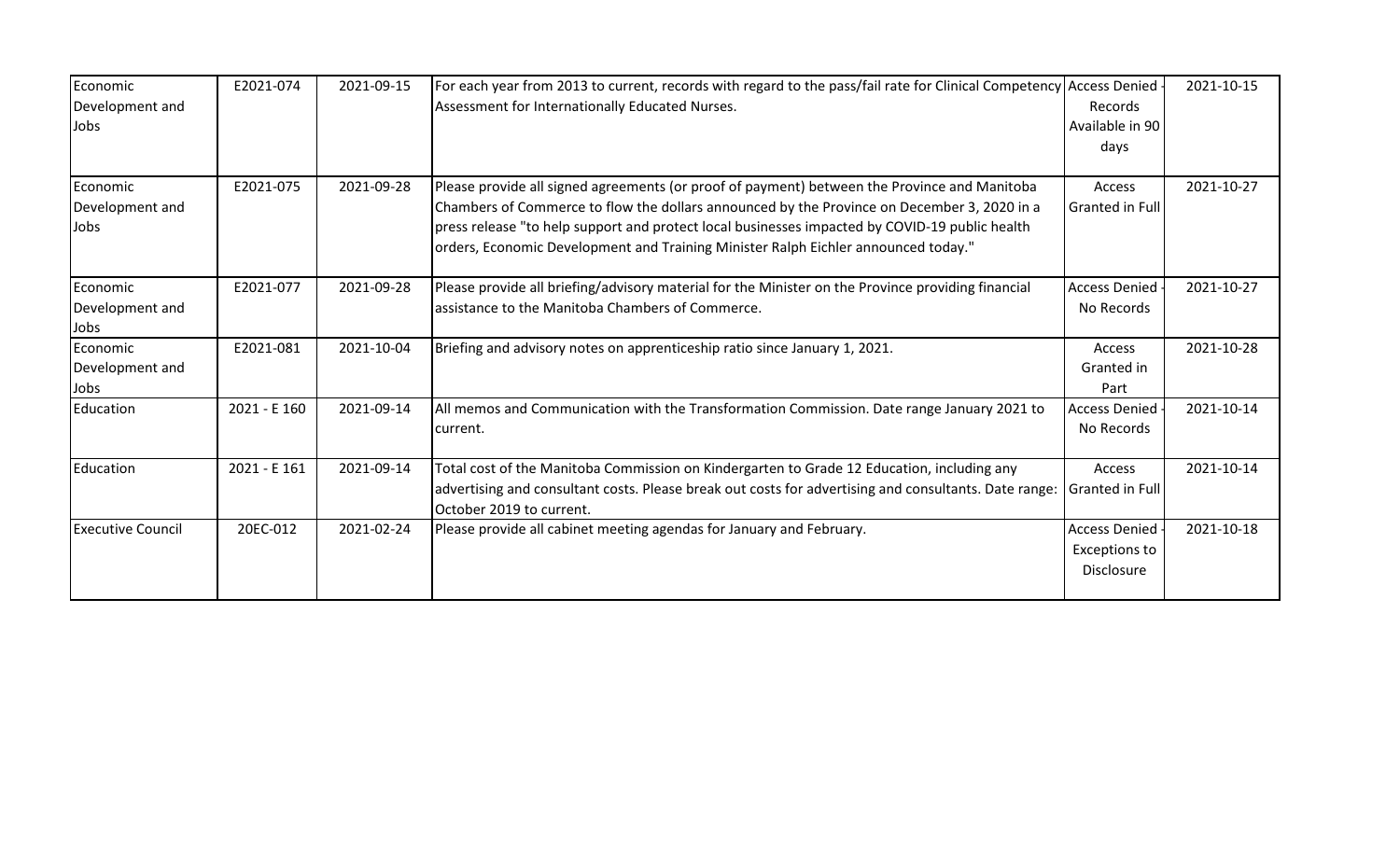| Economic Development and Jobs | E2021-074 | 2021-09-15 | For each year from 2013 to current, records with regard to the pass/fail rate for Clinical Competency Assessment for Internationally Educated Nurses. | Access Denied - Records Available in 90 days | 2021-10-15 |
|---|---|---|---|---|---|
| Economic Development and Jobs | E2021-075 | 2021-09-28 | Please provide all signed agreements (or proof of payment) between the Province and Manitoba Chambers of Commerce to flow the dollars announced by the Province on December 3, 2020 in a press release "to help support and protect local businesses impacted by COVID-19 public health orders, Economic Development and Training Minister Ralph Eichler announced today." | Access Granted in Full | 2021-10-27 |
| Economic Development and Jobs | E2021-077 | 2021-09-28 | Please provide all briefing/advisory material for the Minister on the Province providing financial assistance to the Manitoba Chambers of Commerce. | Access Denied - No Records | 2021-10-27 |
| Economic Development and Jobs | E2021-081 | 2021-10-04 | Briefing and advisory notes on apprenticeship ratio since January 1, 2021. | Access Granted in Part | 2021-10-28 |
| Education | 2021 - E 160 | 2021-09-14 | All memos and Communication with the Transformation Commission. Date range January 2021 to current. | Access Denied - No Records | 2021-10-14 |
| Education | 2021 - E 161 | 2021-09-14 | Total cost of the Manitoba Commission on Kindergarten to Grade 12 Education, including any advertising and consultant costs. Please break out costs for advertising and consultants. Date range: October 2019 to current. | Access Granted in Full | 2021-10-14 |
| Executive Council | 20EC-012 | 2021-02-24 | Please provide all cabinet meeting agendas for January and February. | Access Denied - Exceptions to Disclosure | 2021-10-18 |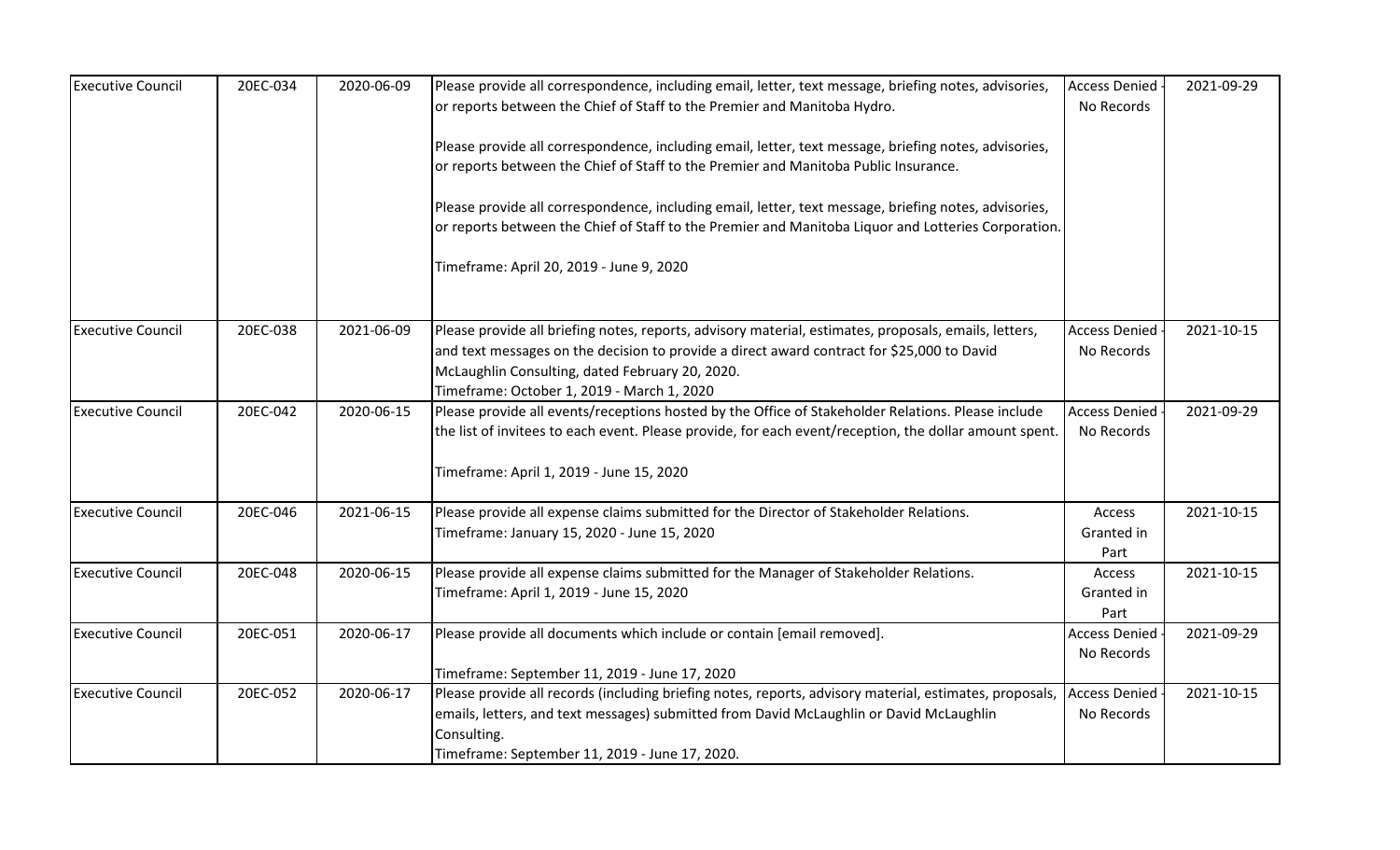| Executive Council | 20EC-034 | 2020-06-09 | Please provide all correspondence, including email, letter, text message, briefing notes, advisories, or reports between the Chief of Staff to the Premier and Manitoba Hydro.<br><br>Please provide all correspondence, including email, letter, text message, briefing notes, advisories, or reports between the Chief of Staff to the Premier and Manitoba Public Insurance.<br><br>Please provide all correspondence, including email, letter, text message, briefing notes, advisories, or reports between the Chief of Staff to the Premier and Manitoba Liquor and Lotteries Corporation.<br><br>Timeframe: April 20, 2019 - June 9, 2020 | Access Denied - No Records | 2021-09-29 |
|---|---|---|---|---|---|
| Executive Council | 20EC-038 | 2021-06-09 | Please provide all briefing notes, reports, advisory material, estimates, proposals, emails, letters, and text messages on the decision to provide a direct award contract for $25,000 to David McLaughlin Consulting, dated February 20, 2020.<br>Timeframe: October 1, 2019 - March 1, 2020 | Access Denied - No Records | 2021-10-15 |
| Executive Council | 20EC-042 | 2020-06-15 | Please provide all events/receptions hosted by the Office of Stakeholder Relations. Please include the list of invitees to each event. Please provide, for each event/reception, the dollar amount spent.<br><br>Timeframe: April 1, 2019 - June 15, 2020 | Access Denied - No Records | 2021-09-29 |
| Executive Council | 20EC-046 | 2021-06-15 | Please provide all expense claims submitted for the Director of Stakeholder Relations.<br>Timeframe: January 15, 2020 - June 15, 2020 | Access Granted in Part | 2021-10-15 |
| Executive Council | 20EC-048 | 2020-06-15 | Please provide all expense claims submitted for the Manager of Stakeholder Relations.<br>Timeframe: April 1, 2019 - June 15, 2020 | Access Granted in Part | 2021-10-15 |
| Executive Council | 20EC-051 | 2020-06-17 | Please provide all documents which include or contain [email removed].<br><br>Timeframe: September 11, 2019 - June 17, 2020 | Access Denied - No Records | 2021-09-29 |
| Executive Council | 20EC-052 | 2020-06-17 | Please provide all records (including briefing notes, reports, advisory material, estimates, proposals, emails, letters, and text messages) submitted from David McLaughlin or David McLaughlin Consulting.<br>Timeframe: September 11, 2019 - June 17, 2020. | Access Denied - No Records | 2021-10-15 |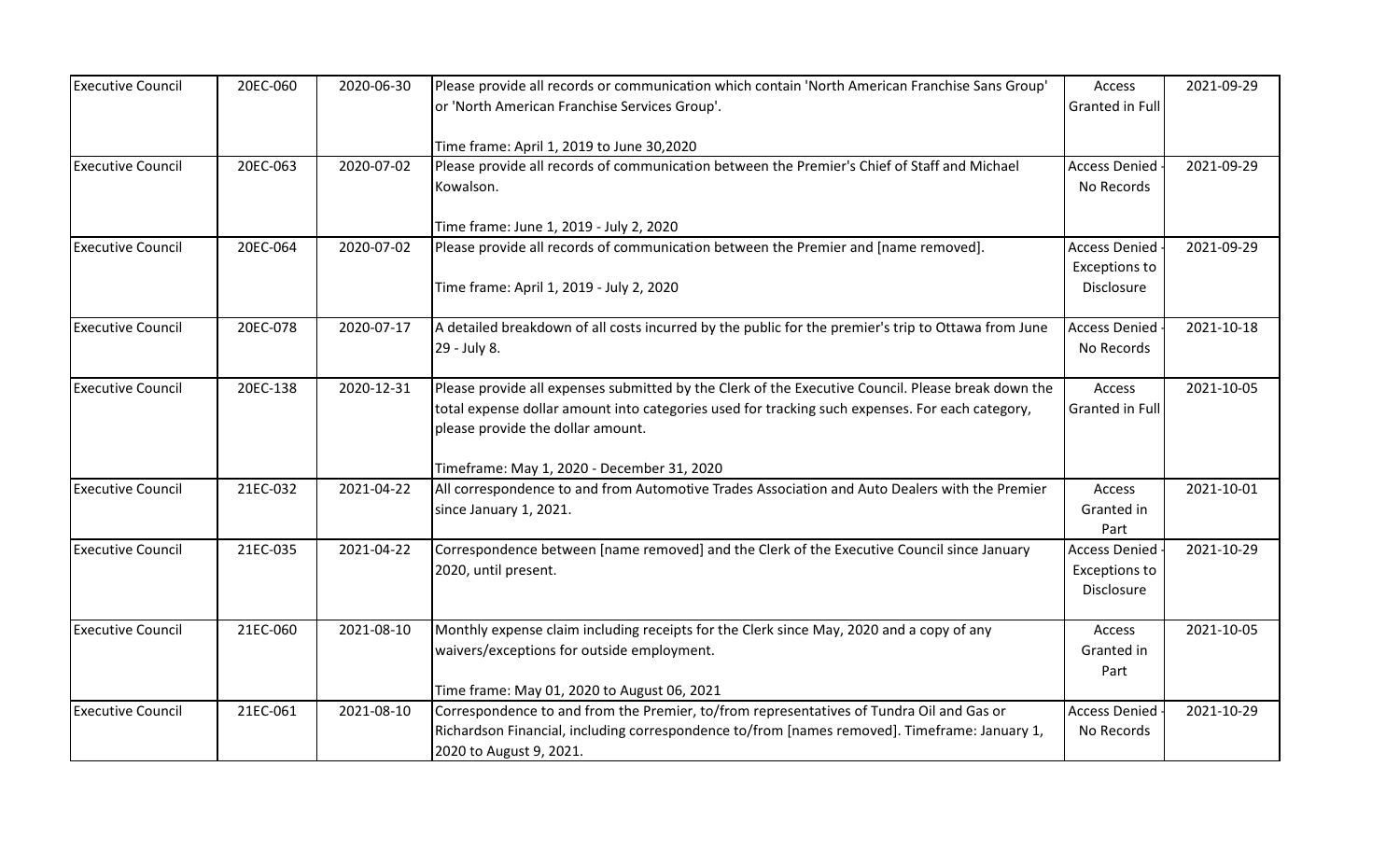| Executive Council | 20EC-060 | 2020-06-30 | Please provide all records or communication which contain 'North American Franchise Sans Group' or 'North American Franchise Services Group'.<br><br>Time frame: April 1, 2019 to June 30,2020 | Access Granted in Full | 2021-09-29 |
|---|---|---|---|---|---|
| Executive Council | 20EC-063 | 2020-07-02 | Please provide all records of communication between the Premier's Chief of Staff and Michael Kowalson.<br><br>Time frame: June 1, 2019 - July 2, 2020 | Access Denied - No Records | 2021-09-29 |
| Executive Council | 20EC-064 | 2020-07-02 | Please provide all records of communication between the Premier and [name removed].<br><br>Time frame: April 1, 2019 - July 2, 2020 | Access Denied - Exceptions to Disclosure | 2021-09-29 |
| Executive Council | 20EC-078 | 2020-07-17 | A detailed breakdown of all costs incurred by the public for the premier's trip to Ottawa from June 29 - July 8. | Access Denied - No Records | 2021-10-18 |
| Executive Council | 20EC-138 | 2020-12-31 | Please provide all expenses submitted by the Clerk of the Executive Council. Please break down the total expense dollar amount into categories used for tracking such expenses. For each category, please provide the dollar amount.<br><br>Timeframe: May 1, 2020 - December 31, 2020 | Access Granted in Full | 2021-10-05 |
| Executive Council | 21EC-032 | 2021-04-22 | All correspondence to and from Automotive Trades Association and Auto Dealers with the Premier since January 1, 2021. | Access Granted in Part | 2021-10-01 |
| Executive Council | 21EC-035 | 2021-04-22 | Correspondence between [name removed] and the Clerk of the Executive Council since January 2020, until present. | Access Denied - Exceptions to Disclosure | 2021-10-29 |
| Executive Council | 21EC-060 | 2021-08-10 | Monthly expense claim including receipts for the Clerk since May, 2020 and a copy of any waivers/exceptions for outside employment.<br><br>Time frame: May 01, 2020 to August 06, 2021 | Access Granted in Part | 2021-10-05 |
| Executive Council | 21EC-061 | 2021-08-10 | Correspondence to and from the Premier, to/from representatives of Tundra Oil and Gas or Richardson Financial, including correspondence to/from [names removed]. Timeframe: January 1, 2020 to August 9, 2021. | Access Denied - No Records | 2021-10-29 |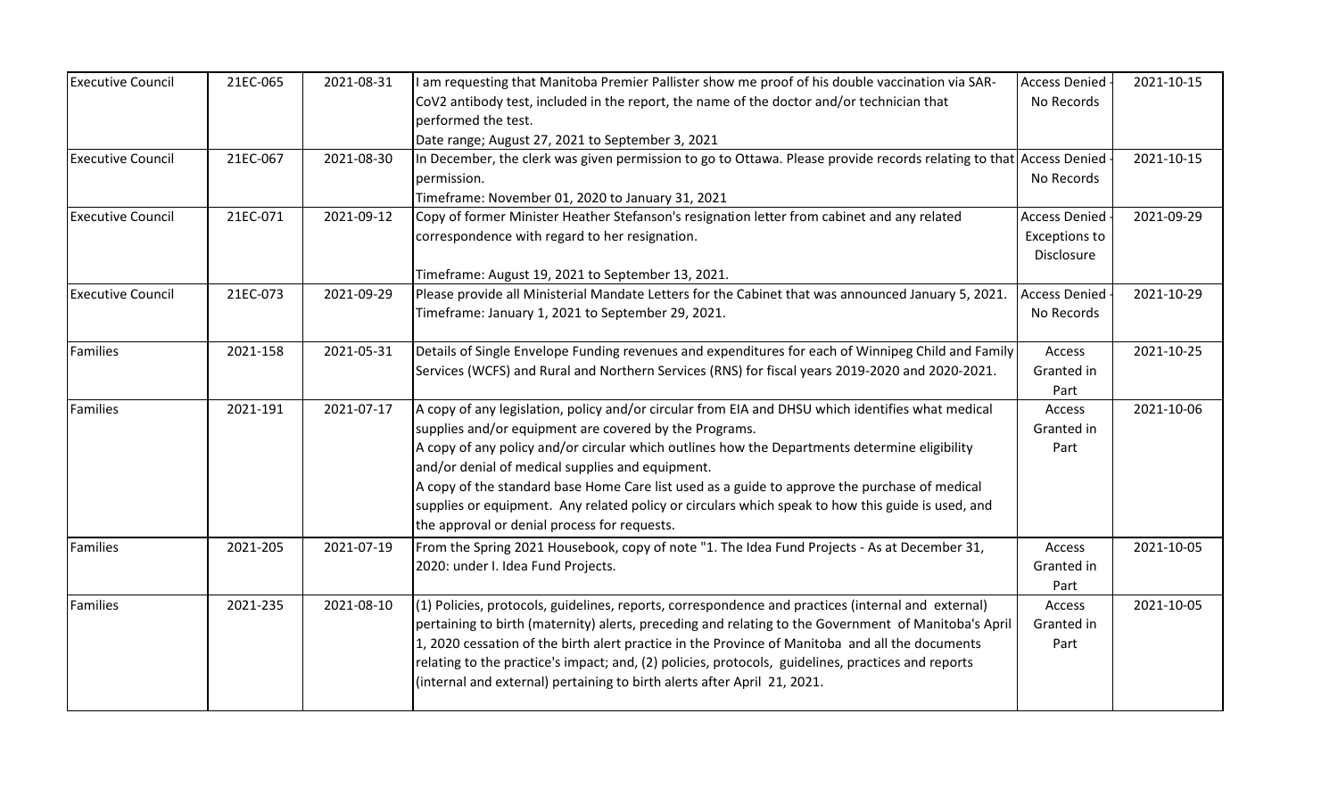| Executive Council | 21EC-065 | 2021-08-31 | I am requesting that Manitoba Premier Pallister show me proof of his double vaccination via SAR-CoV2 antibody test, included in the report, the name of the doctor and/or technician that performed the test.<br>Date range; August 27, 2021 to September 3, 2021 | Access Denied - No Records | 2021-10-15 |
|---|---|---|---|---|---|
| Executive Council | 21EC-067 | 2021-08-30 | In December, the clerk was given permission to go to Ottawa. Please provide records relating to that permission.<br>Timeframe: November 01, 2020 to January 31, 2021 | Access Denied - No Records | 2021-10-15 |
| Executive Council | 21EC-071 | 2021-09-12 | Copy of former Minister Heather Stefanson's resignation letter from cabinet and any related correspondence with regard to her resignation.<br><br>Timeframe: August 19, 2021 to September 13, 2021. | Access Denied - Exceptions to Disclosure | 2021-09-29 |
| Executive Council | 21EC-073 | 2021-09-29 | Please provide all Ministerial Mandate Letters for the Cabinet that was announced January 5, 2021.<br>Timeframe: January 1, 2021 to September 29, 2021. | Access Denied - No Records | 2021-10-29 |
| Families | 2021-158 | 2021-05-31 | Details of Single Envelope Funding revenues and expenditures for each of Winnipeg Child and Family Services (WCFS) and Rural and Northern Services (RNS) for fiscal years 2019-2020 and 2020-2021. | Access Granted in Part | 2021-10-25 |
| Families | 2021-191 | 2021-07-17 | A copy of any legislation, policy and/or circular from EIA and DHSU which identifies what medical supplies and/or equipment are covered by the Programs.<br>A copy of any policy and/or circular which outlines how the Departments determine eligibility and/or denial of medical supplies and equipment.<br>A copy of the standard base Home Care list used as a guide to approve the purchase of medical supplies or equipment. Any related policy or circulars which speak to how this guide is used, and the approval or denial process for requests. | Access Granted in Part | 2021-10-06 |
| Families | 2021-205 | 2021-07-19 | From the Spring 2021 Housebook, copy of note "1. The Idea Fund Projects - As at December 31, 2020: under I. Idea Fund Projects. | Access Granted in Part | 2021-10-05 |
| Families | 2021-235 | 2021-08-10 | (1) Policies, protocols, guidelines, reports, correspondence and practices (internal and external) pertaining to birth (maternity) alerts, preceding and relating to the Government of Manitoba's April 1, 2020 cessation of the birth alert practice in the Province of Manitoba and all the documents relating to the practice's impact; and, (2) policies, protocols, guidelines, practices and reports (internal and external) pertaining to birth alerts after April 21, 2021. | Access Granted in Part | 2021-10-05 |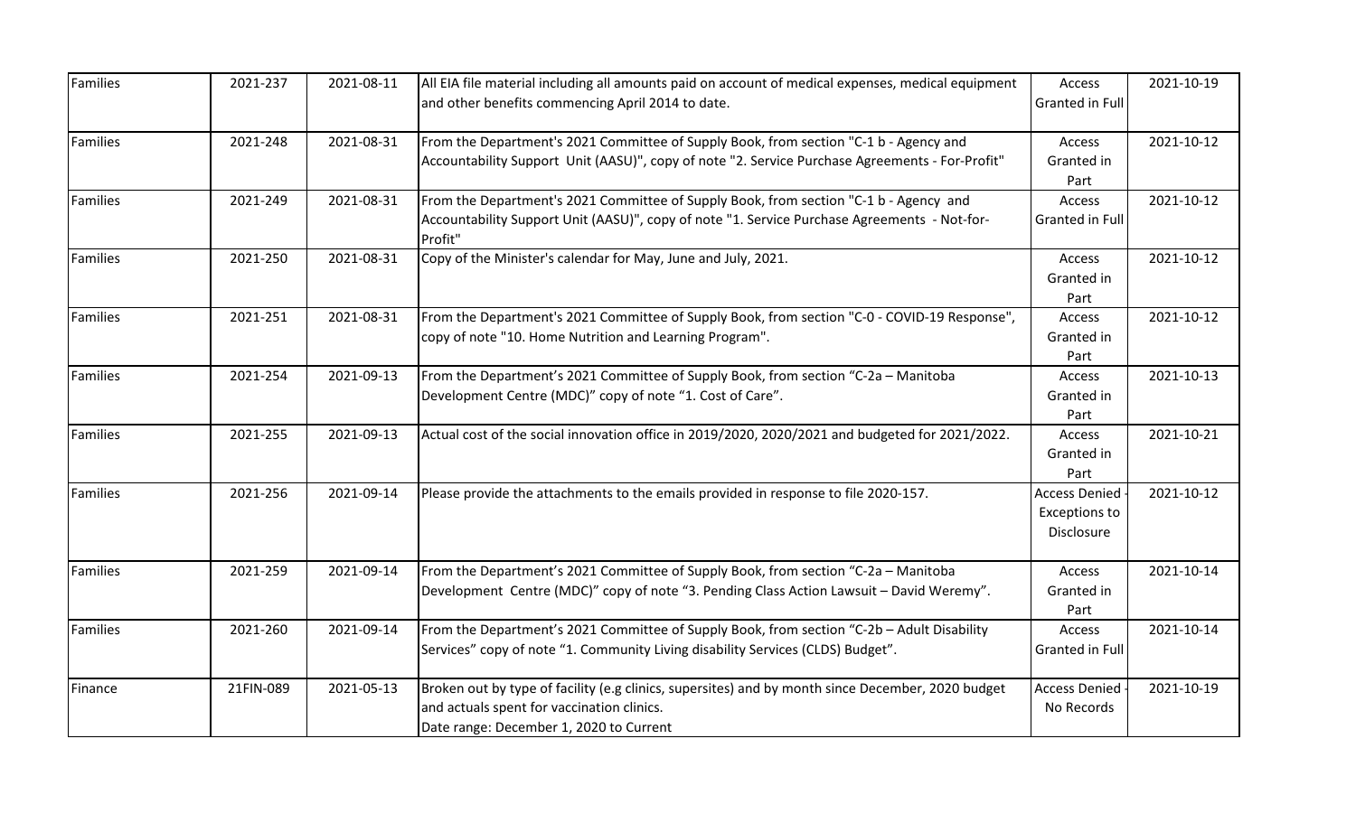| | | | | | |
|---|---|---|---|---|---|
| Families | 2021-237 | 2021-08-11 | All EIA file material including all amounts paid on account of medical expenses, medical equipment and other benefits commencing April 2014 to date. | Access Granted in Full | 2021-10-19 |
| Families | 2021-248 | 2021-08-31 | From the Department's 2021 Committee of Supply Book, from section "C-1 b - Agency and Accountability Support Unit (AASU)", copy of note "2. Service Purchase Agreements - For-Profit" | Access Granted in Part | 2021-10-12 |
| Families | 2021-249 | 2021-08-31 | From the Department's 2021 Committee of Supply Book, from section "C-1 b - Agency and Accountability Support Unit (AASU)", copy of note "1. Service Purchase Agreements - Not-for-Profit" | Access Granted in Full | 2021-10-12 |
| Families | 2021-250 | 2021-08-31 | Copy of the Minister's calendar for May, June and July, 2021. | Access Granted in Part | 2021-10-12 |
| Families | 2021-251 | 2021-08-31 | From the Department's 2021 Committee of Supply Book, from section "C-0 - COVID-19 Response", copy of note "10. Home Nutrition and Learning Program". | Access Granted in Part | 2021-10-12 |
| Families | 2021-254 | 2021-09-13 | From the Department's 2021 Committee of Supply Book, from section "C-2a – Manitoba Development Centre (MDC)" copy of note "1. Cost of Care". | Access Granted in Part | 2021-10-13 |
| Families | 2021-255 | 2021-09-13 | Actual cost of the social innovation office in 2019/2020, 2020/2021 and budgeted for 2021/2022. | Access Granted in Part | 2021-10-21 |
| Families | 2021-256 | 2021-09-14 | Please provide the attachments to the emails provided in response to file 2020-157. | Access Denied - Exceptions to Disclosure | 2021-10-12 |
| Families | 2021-259 | 2021-09-14 | From the Department's 2021 Committee of Supply Book, from section "C-2a – Manitoba Development Centre (MDC)" copy of note "3. Pending Class Action Lawsuit – David Weremy". | Access Granted in Part | 2021-10-14 |
| Families | 2021-260 | 2021-09-14 | From the Department's 2021 Committee of Supply Book, from section "C-2b – Adult Disability Services" copy of note "1. Community Living disability Services (CLDS) Budget". | Access Granted in Full | 2021-10-14 |
| Finance | 21FIN-089 | 2021-05-13 | Broken out by type of facility (e.g clinics, supersites) and by month since December, 2020 budget and actuals spent for vaccination clinics.<br>Date range: December 1, 2020 to Current | Access Denied - No Records | 2021-10-19 |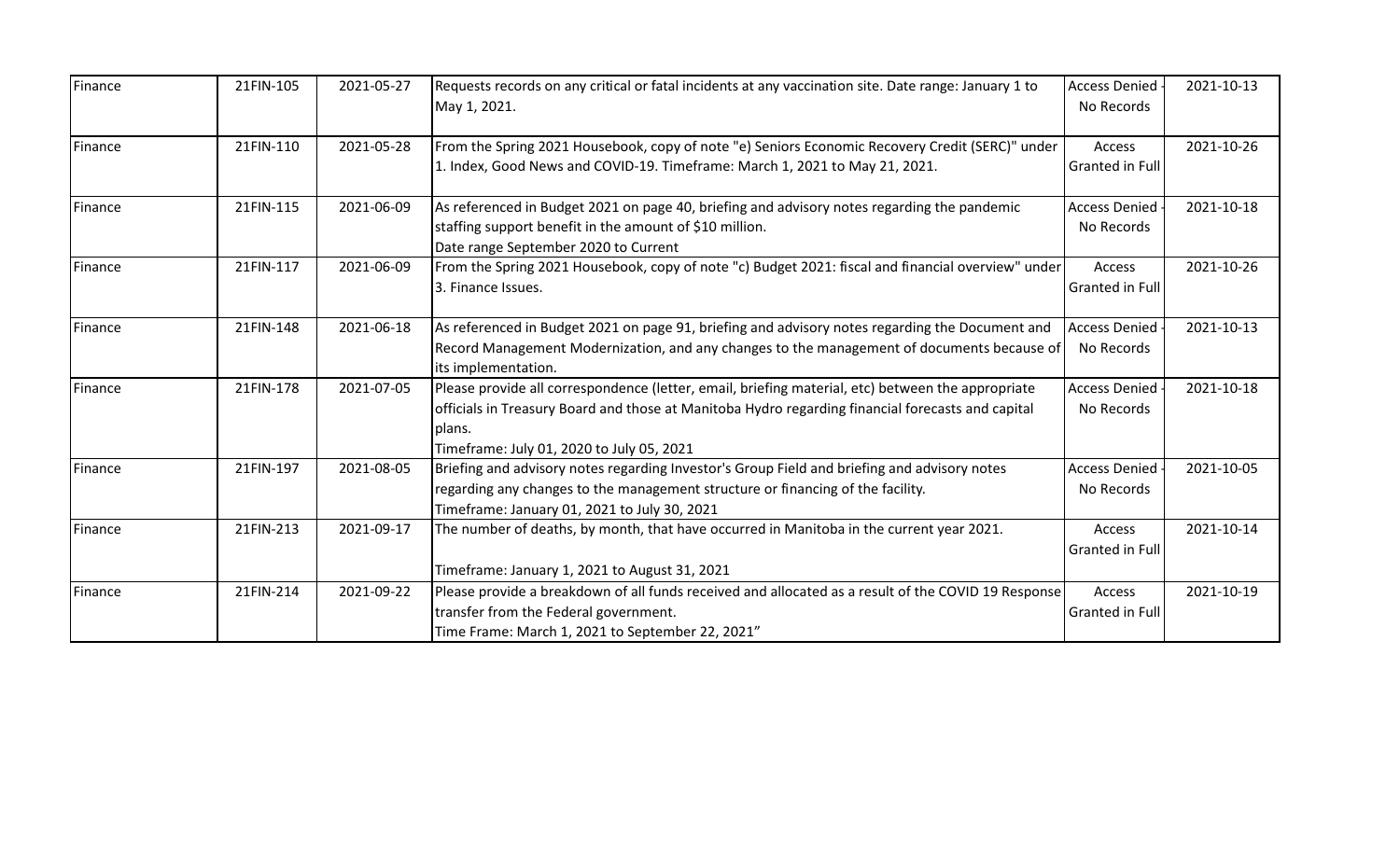| | | | | | |
|---|---|---|---|---|---|
| Finance | 21FIN-105 | 2021-05-27 | Requests records on any critical or fatal incidents at any vaccination site. Date range: January 1 to May 1, 2021. | Access Denied - No Records | 2021-10-13 |
| Finance | 21FIN-110 | 2021-05-28 | From the Spring 2021 Housebook, copy of note "e) Seniors Economic Recovery Credit (SERC)" under 1. Index, Good News and COVID-19. Timeframe: March 1, 2021 to May 21, 2021. | Access Granted in Full | 2021-10-26 |
| Finance | 21FIN-115 | 2021-06-09 | As referenced in Budget 2021 on page 40, briefing and advisory notes regarding the pandemic staffing support benefit in the amount of $10 million.<br>Date range September 2020 to Current | Access Denied - No Records | 2021-10-18 |
| Finance | 21FIN-117 | 2021-06-09 | From the Spring 2021 Housebook, copy of note "c) Budget 2021: fiscal and financial overview" under 3. Finance Issues. | Access Granted in Full | 2021-10-26 |
| Finance | 21FIN-148 | 2021-06-18 | As referenced in Budget 2021 on page 91, briefing and advisory notes regarding the Document and Record Management Modernization, and any changes to the management of documents because of its implementation. | Access Denied - No Records | 2021-10-13 |
| Finance | 21FIN-178 | 2021-07-05 | Please provide all correspondence (letter, email, briefing material, etc) between the appropriate officials in Treasury Board and those at Manitoba Hydro regarding financial forecasts and capital plans.<br>Timeframe: July 01, 2020 to July 05, 2021 | Access Denied - No Records | 2021-10-18 |
| Finance | 21FIN-197 | 2021-08-05 | Briefing and advisory notes regarding Investor's Group Field and briefing and advisory notes regarding any changes to the management structure or financing of the facility.<br>Timeframe: January 01, 2021 to July 30, 2021 | Access Denied - No Records | 2021-10-05 |
| Finance | 21FIN-213 | 2021-09-17 | The number of deaths, by month, that have occurred in Manitoba in the current year 2021.<br><br>Timeframe: January 1, 2021 to August 31, 2021 | Access Granted in Full | 2021-10-14 |
| Finance | 21FIN-214 | 2021-09-22 | Please provide a breakdown of all funds received and allocated as a result of the COVID 19 Response transfer from the Federal government.<br>Time Frame: March 1, 2021 to September 22, 2021" | Access Granted in Full | 2021-10-19 |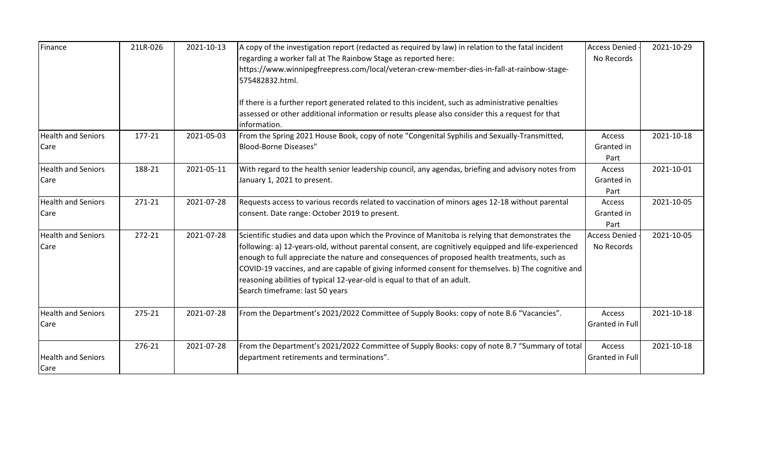| Finance | 21LR-026 | 2021-10-13 | A copy of the investigation report (redacted as required by law) in relation to the fatal incident regarding a worker fall at The Rainbow Stage as reported here: https://www.winnipegfreepress.com/local/veteran-crew-member-dies-in-fall-at-rainbow-stage-575482832.html. If there is a further report generated related to this incident, such as administrative penalties assessed or other additional information or results please also consider this a request for that information. | Access Denied - No Records | 2021-10-29 |
|---|---|---|---|---|---|
| Health and Seniors Care | 177-21 | 2021-05-03 | From the Spring 2021 House Book, copy of note "Congenital Syphilis and Sexually-Transmitted, Blood-Borne Diseases" | Access Granted in Part | 2021-10-18 |
| Health and Seniors Care | 188-21 | 2021-05-11 | With regard to the health senior leadership council, any agendas, briefing and advisory notes from January 1, 2021 to present. | Access Granted in Part | 2021-10-01 |
| Health and Seniors Care | 271-21 | 2021-07-28 | Requests access to various records related to vaccination of minors ages 12-18 without parental consent. Date range: October 2019 to present. | Access Granted in Part | 2021-10-05 |
| Health and Seniors Care | 272-21 | 2021-07-28 | Scientific studies and data upon which the Province of Manitoba is relying that demonstrates the following: a) 12-years-old, without parental consent, are cognitively equipped and life-experienced enough to full appreciate the nature and consequences of proposed health treatments, such as COVID-19 vaccines, and are capable of giving informed consent for themselves. b) The cognitive and reasoning abilities of typical 12-year-old is equal to that of an adult. Search timeframe: last 50 years | Access Denied - No Records | 2021-10-05 |
| Health and Seniors Care | 275-21 | 2021-07-28 | From the Department's 2021/2022 Committee of Supply Books: copy of note B.6 "Vacancies". | Access Granted in Full | 2021-10-18 |
| Health and Seniors Care | 276-21 | 2021-07-28 | From the Department's 2021/2022 Committee of Supply Books: copy of note B.7 "Summary of total department retirements and terminations". | Access Granted in Full | 2021-10-18 |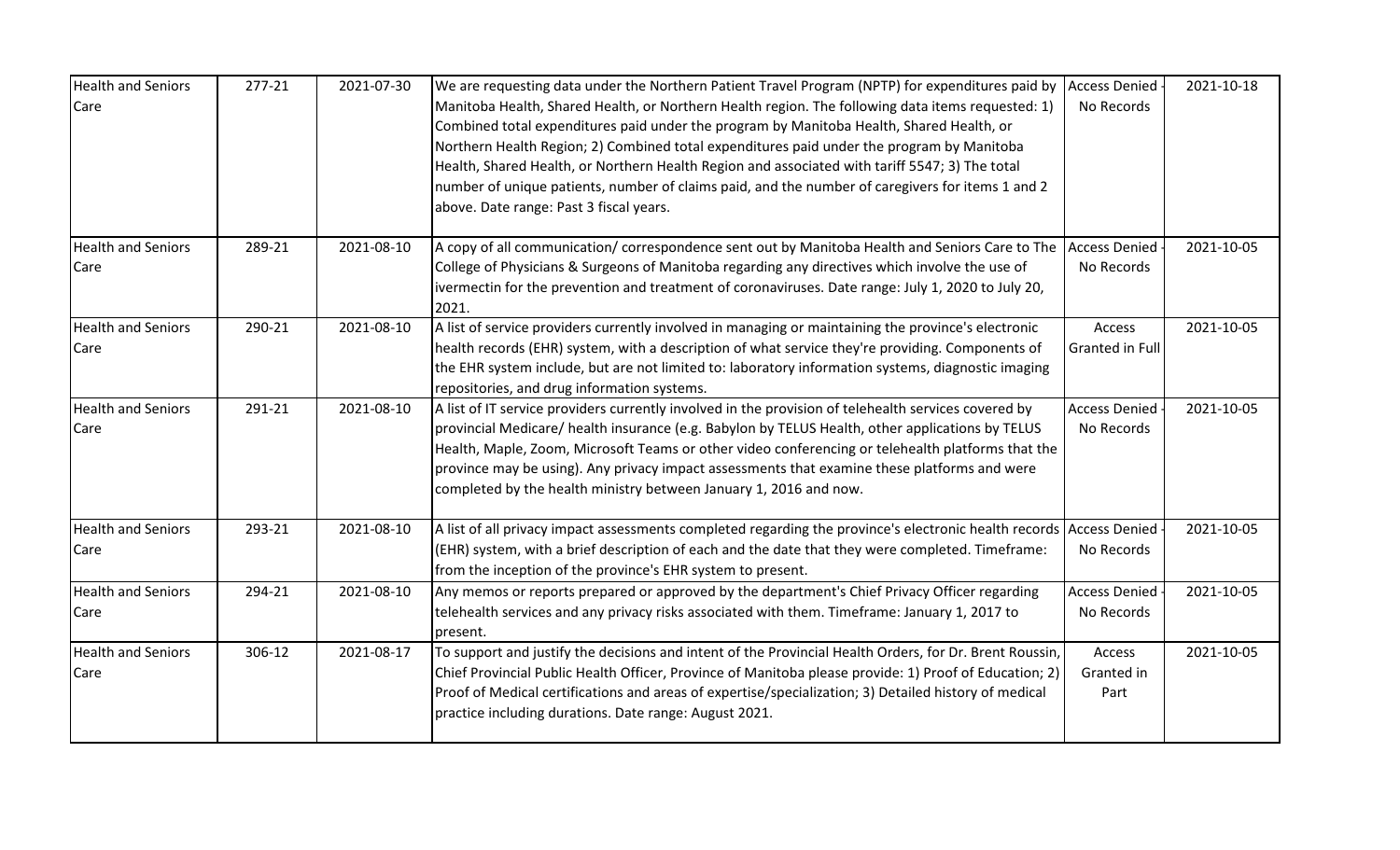| | | | | | |
|---|---|---|---|---|---|
| Health and Seniors Care | 277-21 | 2021-07-30 | We are requesting data under the Northern Patient Travel Program (NPTP) for expenditures paid by Manitoba Health, Shared Health, or Northern Health region. The following data items requested: 1) Combined total expenditures paid under the program by Manitoba Health, Shared Health, or Northern Health Region; 2) Combined total expenditures paid under the program by Manitoba Health, Shared Health, or Northern Health Region and associated with tariff 5547; 3) The total number of unique patients, number of claims paid, and the number of caregivers for items 1 and 2 above. Date range: Past 3 fiscal years. | Access Denied - No Records | 2021-10-18 |
| Health and Seniors Care | 289-21 | 2021-08-10 | A copy of all communication/ correspondence sent out by Manitoba Health and Seniors Care to The College of Physicians & Surgeons of Manitoba regarding any directives which involve the use of ivermectin for the prevention and treatment of coronaviruses. Date range: July 1, 2020 to July 20, 2021. | Access Denied - No Records | 2021-10-05 |
| Health and Seniors Care | 290-21 | 2021-08-10 | A list of service providers currently involved in managing or maintaining the province's electronic health records (EHR) system, with a description of what service they're providing. Components of the EHR system include, but are not limited to: laboratory information systems, diagnostic imaging repositories, and drug information systems. | Access Granted in Full | 2021-10-05 |
| Health and Seniors Care | 291-21 | 2021-08-10 | A list of IT service providers currently involved in the provision of telehealth services covered by provincial Medicare/ health insurance (e.g. Babylon by TELUS Health, other applications by TELUS Health, Maple, Zoom, Microsoft Teams or other video conferencing or telehealth platforms that the province may be using). Any privacy impact assessments that examine these platforms and were completed by the health ministry between January 1, 2016 and now. | Access Denied - No Records | 2021-10-05 |
| Health and Seniors Care | 293-21 | 2021-08-10 | A list of all privacy impact assessments completed regarding the province's electronic health records (EHR) system, with a brief description of each and the date that they were completed. Timeframe: from the inception of the province's EHR system to present. | Access Denied - No Records | 2021-10-05 |
| Health and Seniors Care | 294-21 | 2021-08-10 | Any memos or reports prepared or approved by the department's Chief Privacy Officer regarding telehealth services and any privacy risks associated with them. Timeframe: January 1, 2017 to present. | Access Denied - No Records | 2021-10-05 |
| Health and Seniors Care | 306-12 | 2021-08-17 | To support and justify the decisions and intent of the Provincial Health Orders, for Dr. Brent Roussin, Chief Provincial Public Health Officer, Province of Manitoba please provide: 1) Proof of Education; 2) Proof of Medical certifications and areas of expertise/specialization; 3) Detailed history of medical practice including durations. Date range: August 2021. | Access Granted in Part | 2021-10-05 |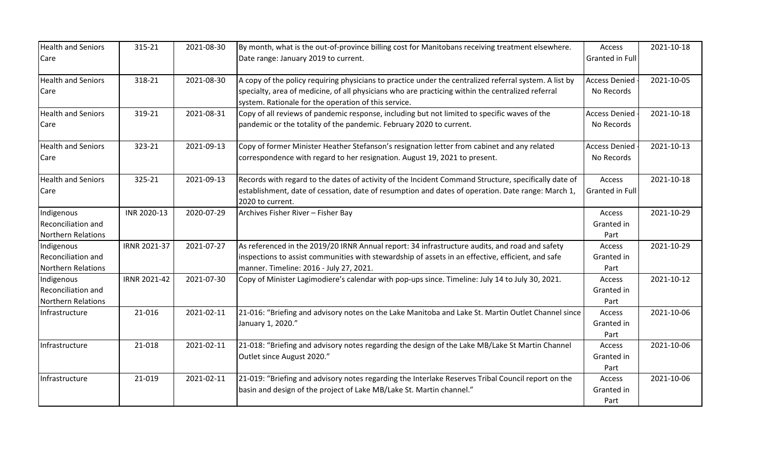| Health and Seniors Care | 315-21 | 2021-08-30 | By month, what is the out-of-province billing cost for Manitobans receiving treatment elsewhere. Date range: January 2019 to current. | Access Granted in Full | 2021-10-18 |
|---|---|---|---|---|---|
| Health and Seniors Care | 318-21 | 2021-08-30 | A copy of the policy requiring physicians to practice under the centralized referral system. A list by specialty, area of medicine, of all physicians who are practicing within the centralized referral system. Rationale for the operation of this service. | Access Denied - No Records | 2021-10-05 |
| Health and Seniors Care | 319-21 | 2021-08-31 | Copy of all reviews of pandemic response, including but not limited to specific waves of the pandemic or the totality of the pandemic. February 2020 to current. | Access Denied - No Records | 2021-10-18 |
| Health and Seniors Care | 323-21 | 2021-09-13 | Copy of former Minister Heather Stefanson's resignation letter from cabinet and any related correspondence with regard to her resignation. August 19, 2021 to present. | Access Denied - No Records | 2021-10-13 |
| Health and Seniors Care | 325-21 | 2021-09-13 | Records with regard to the dates of activity of the Incident Command Structure, specifically date of establishment, date of cessation, date of resumption and dates of operation. Date range: March 1, 2020 to current. | Access Granted in Full | 2021-10-18 |
| Indigenous Reconciliation and Northern Relations | INR 2020-13 | 2020-07-29 | Archives Fisher River – Fisher Bay | Access Granted in Part | 2021-10-29 |
| Indigenous Reconciliation and Northern Relations | IRNR 2021-37 | 2021-07-27 | As referenced in the 2019/20 IRNR Annual report: 34 infrastructure audits, and road and safety inspections to assist communities with stewardship of assets in an effective, efficient, and safe manner. Timeline: 2016 - July 27, 2021. | Access Granted in Part | 2021-10-29 |
| Indigenous Reconciliation and Northern Relations | IRNR 2021-42 | 2021-07-30 | Copy of Minister Lagimodiere's calendar with pop-ups since. Timeline: July 14 to July 30, 2021. | Access Granted in Part | 2021-10-12 |
| Infrastructure | 21-016 | 2021-02-11 | 21-016: "Briefing and advisory notes on the Lake Manitoba and Lake St. Martin Outlet Channel since January 1, 2020." | Access Granted in Part | 2021-10-06 |
| Infrastructure | 21-018 | 2021-02-11 | 21-018: "Briefing and advisory notes regarding the design of the Lake MB/Lake St Martin Channel Outlet since August 2020." | Access Granted in Part | 2021-10-06 |
| Infrastructure | 21-019 | 2021-02-11 | 21-019: "Briefing and advisory notes regarding the Interlake Reserves Tribal Council report on the basin and design of the project of Lake MB/Lake St. Martin channel." | Access Granted in Part | 2021-10-06 |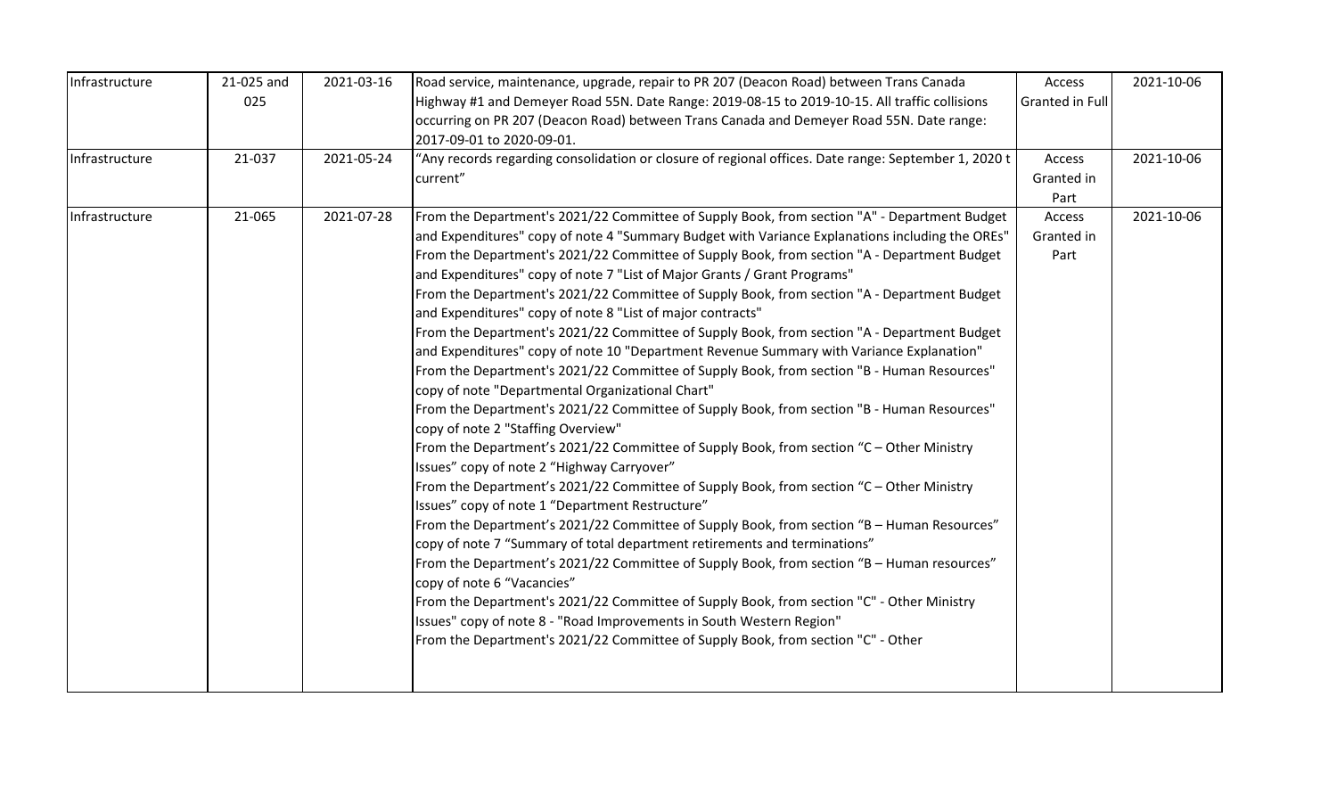| | | | | | |
|---|---|---|---|---|---|
| Infrastructure | 21-025 and 025 | 2021-03-16 | Road service, maintenance, upgrade, repair to PR 207 (Deacon Road) between Trans Canada Highway #1 and Demeyer Road 55N. Date Range: 2019-08-15 to 2019-10-15. All traffic collisions occurring on PR 207 (Deacon Road) between Trans Canada and Demeyer Road 55N. Date range: 2017-09-01 to 2020-09-01. | Access Granted in Full | 2021-10-06 |
| Infrastructure | 21-037 | 2021-05-24 | "Any records regarding consolidation or closure of regional offices. Date range: September 1, 2020 t current" | Access Granted in Part | 2021-10-06 |
| Infrastructure | 21-065 | 2021-07-28 | From the Department's 2021/22 Committee of Supply Book, from section "A" - Department Budget and Expenditures" copy of note 4 "Summary Budget with Variance Explanations including the OREs" From the Department's 2021/22 Committee of Supply Book, from section "A - Department Budget and Expenditures" copy of note 7 "List of Major Grants / Grant Programs" From the Department's 2021/22 Committee of Supply Book, from section "A - Department Budget and Expenditures" copy of note 8 "List of major contracts" From the Department's 2021/22 Committee of Supply Book, from section "A - Department Budget and Expenditures" copy of note 10 "Department Revenue Summary with Variance Explanation" From the Department's 2021/22 Committee of Supply Book, from section "B - Human Resources" copy of note "Departmental Organizational Chart" From the Department's 2021/22 Committee of Supply Book, from section "B - Human Resources" copy of note 2 "Staffing Overview" From the Department's 2021/22 Committee of Supply Book, from section "C – Other Ministry Issues" copy of note 2 "Highway Carryover" From the Department's 2021/22 Committee of Supply Book, from section "C – Other Ministry Issues" copy of note 1 "Department Restructure" From the Department's 2021/22 Committee of Supply Book, from section "B – Human Resources" copy of note 7 "Summary of total department retirements and terminations" From the Department's 2021/22 Committee of Supply Book, from section "B – Human resources" copy of note 6 "Vacancies" From the Department's 2021/22 Committee of Supply Book, from section "C" - Other Ministry Issues" copy of note 8 - "Road Improvements in South Western Region" From the Department's 2021/22 Committee of Supply Book, from section "C" - Other | Access Granted in Part | 2021-10-06 |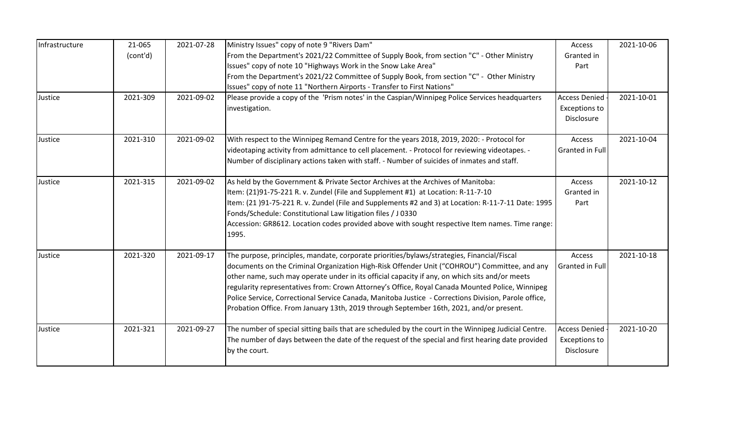| Infrastructure | 21-065 (cont'd) | 2021-07-28 | Ministry Issues" copy of note 9 "Rivers Dam"<br>From the Department's 2021/22 Committee of Supply Book, from section "C" - Other Ministry Issues" copy of note 10 "Highways Work in the Snow Lake Area"<br>From the Department's 2021/22 Committee of Supply Book, from section "C" - Other Ministry Issues" copy of note 11 "Northern Airports - Transfer to First Nations" | Access Granted in Part | 2021-10-06 |
|---|---|---|---|---|---|
| Justice | 2021-309 | 2021-09-02 | Please provide a copy of the 'Prism notes' in the Caspian/Winnipeg Police Services headquarters investigation. | Access Denied - Exceptions to Disclosure | 2021-10-01 |
| Justice | 2021-310 | 2021-09-02 | With respect to the Winnipeg Remand Centre for the years 2018, 2019, 2020: - Protocol for videotaping activity from admittance to cell placement. - Protocol for reviewing videotapes. - Number of disciplinary actions taken with staff. - Number of suicides of inmates and staff. | Access Granted in Full | 2021-10-04 |
| Justice | 2021-315 | 2021-09-02 | As held by the Government & Private Sector Archives at the Archives of Manitoba:<br>Item: (21)91-75-221 R. v. Zundel (File and Supplement #1) at Location: R-11-7-10<br>Item: (21 )91-75-221 R. v. Zundel (File and Supplements #2 and 3) at Location: R-11-7-11 Date: 1995<br>Fonds/Schedule: Constitutional Law litigation files / J 0330<br>Accession: GR8612. Location codes provided above with sought respective Item names. Time range: 1995. | Access Granted in Part | 2021-10-12 |
| Justice | 2021-320 | 2021-09-17 | The purpose, principles, mandate, corporate priorities/bylaws/strategies, Financial/Fiscal documents on the Criminal Organization High-Risk Offender Unit ("COHROU") Committee, and any other name, such may operate under in its official capacity if any, on which sits and/or meets regularity representatives from: Crown Attorney's Office, Royal Canada Mounted Police, Winnipeg Police Service, Correctional Service Canada, Manitoba Justice - Corrections Division, Parole office, Probation Office. From January 13th, 2019 through September 16th, 2021, and/or present. | Access Granted in Full | 2021-10-18 |
| Justice | 2021-321 | 2021-09-27 | The number of special sitting bails that are scheduled by the court in the Winnipeg Judicial Centre. The number of days between the date of the request of the special and first hearing date provided by the court. | Access Denied - Exceptions to Disclosure | 2021-10-20 |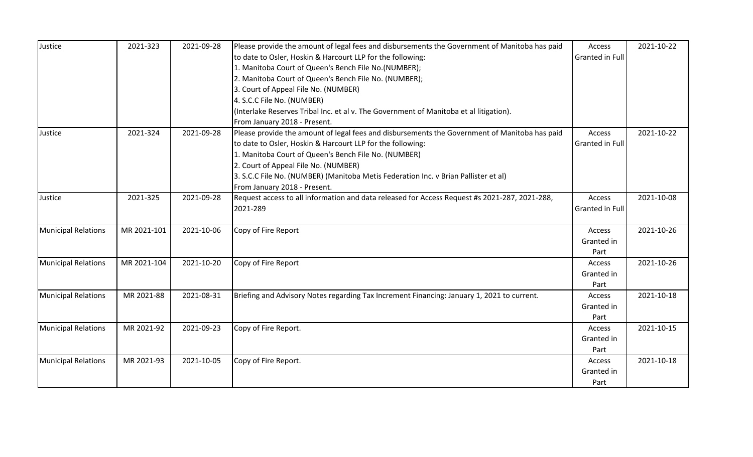| Justice | 2021-323 | 2021-09-28 | Please provide the amount of legal fees and disbursements the Government of Manitoba has paid to date to Osler, Hoskin & Harcourt LLP for the following:<br>1. Manitoba Court of Queen's Bench File No.(NUMBER);<br>2. Manitoba Court of Queen's Bench File No. (NUMBER);<br>3. Court of Appeal File No. (NUMBER)<br>4. S.C.C File No. (NUMBER)<br>(Interlake Reserves Tribal Inc. et al v. The Government of Manitoba et al litigation).<br>From January 2018 - Present. | Access Granted in Full | 2021-10-22 |
|---|---|---|---|---|---|
| Justice | 2021-324 | 2021-09-28 | Please provide the amount of legal fees and disbursements the Government of Manitoba has paid to date to Osler, Hoskin & Harcourt LLP for the following:<br>1. Manitoba Court of Queen's Bench File No. (NUMBER)<br>2. Court of Appeal File No. (NUMBER)<br>3. S.C.C File No. (NUMBER) (Manitoba Metis Federation Inc. v Brian Pallister et al)<br>From January 2018 - Present. | Access Granted in Full | 2021-10-22 |
| Justice | 2021-325 | 2021-09-28 | Request access to all information and data released for Access Request #s 2021-287, 2021-288, 2021-289 | Access Granted in Full | 2021-10-08 |
| Municipal Relations | MR 2021-101 | 2021-10-06 | Copy of Fire Report | Access Granted in Part | 2021-10-26 |
| Municipal Relations | MR 2021-104 | 2021-10-20 | Copy of Fire Report | Access Granted in Part | 2021-10-26 |
| Municipal Relations | MR 2021-88 | 2021-08-31 | Briefing and Advisory Notes regarding Tax Increment Financing: January 1, 2021 to current. | Access Granted in Part | 2021-10-18 |
| Municipal Relations | MR 2021-92 | 2021-09-23 | Copy of Fire Report. | Access Granted in Part | 2021-10-15 |
| Municipal Relations | MR 2021-93 | 2021-10-05 | Copy of Fire Report. | Access Granted in Part | 2021-10-18 |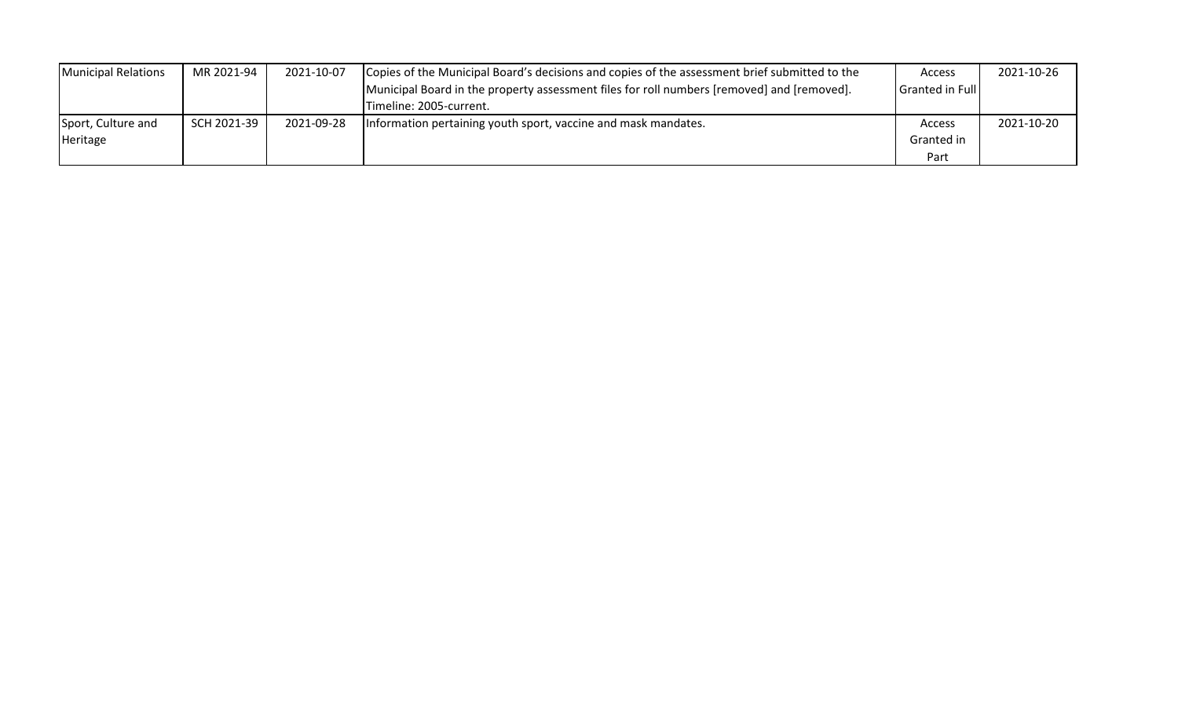| | | | | | |
|---|---|---|---|---|---|
| Municipal Relations | MR 2021-94 | 2021-10-07 | Copies of the Municipal Board's decisions and copies of the assessment brief submitted to the Municipal Board in the property assessment files for roll numbers [removed] and [removed]. Timeline: 2005-current. | Access Granted in Full | 2021-10-26 |
| Sport, Culture and Heritage | SCH 2021-39 | 2021-09-28 | Information pertaining youth sport, vaccine and mask mandates. | Access Granted in Part | 2021-10-20 |